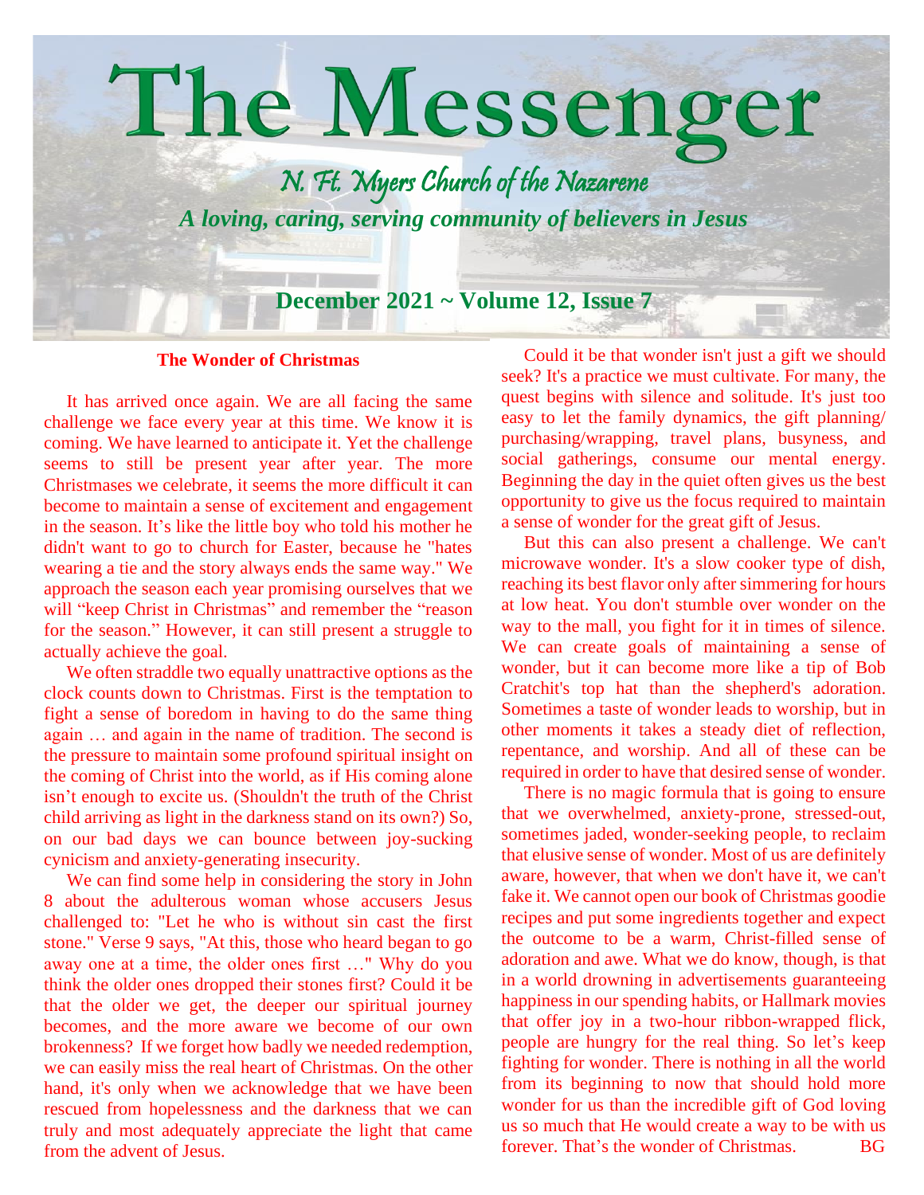# The Messenger

## *N. Ft. Myers Church of the Nazarene*

***A loving, caring, serving community of believers in Jesus***

**December 2021 ~ Volume 12, Issue 7**

### The Wonder of Christmas

It has arrived once again. We are all facing the same challenge we face every year at this time. We know it is coming. We have learned to anticipate it. Yet the challenge seems to still be present year after year. The more Christmases we celebrate, it seems the more difficult it can become to maintain a sense of excitement and engagement in the season. It's like the little boy who told his mother he didn't want to go to church for Easter, because he "hates wearing a tie and the story always ends the same way." We approach the season each year promising ourselves that we will "keep Christ in Christmas" and remember the "reason for the season." However, it can still present a struggle to actually achieve the goal.

We often straddle two equally unattractive options as the clock counts down to Christmas. First is the temptation to fight a sense of boredom in having to do the same thing again … and again in the name of tradition. The second is the pressure to maintain some profound spiritual insight on the coming of Christ into the world, as if His coming alone isn't enough to excite us. (Shouldn't the truth of the Christ child arriving as light in the darkness stand on its own?) So, on our bad days we can bounce between joy-sucking cynicism and anxiety-generating insecurity.

We can find some help in considering the story in John 8 about the adulterous woman whose accusers Jesus challenged to: "Let he who is without sin cast the first stone." Verse 9 says, "At this, those who heard began to go away one at a time, the older ones first …" Why do you think the older ones dropped their stones first? Could it be that the older we get, the deeper our spiritual journey becomes, and the more aware we become of our own brokenness? If we forget how badly we needed redemption, we can easily miss the real heart of Christmas. On the other hand, it's only when we acknowledge that we have been rescued from hopelessness and the darkness that we can truly and most adequately appreciate the light that came from the advent of Jesus.

Could it be that wonder isn't just a gift we should seek? It's a practice we must cultivate. For many, the quest begins with silence and solitude. It's just too easy to let the family dynamics, the gift planning/ purchasing/wrapping, travel plans, busyness, and social gatherings, consume our mental energy. Beginning the day in the quiet often gives us the best opportunity to give us the focus required to maintain a sense of wonder for the great gift of Jesus.

But this can also present a challenge. We can't microwave wonder. It's a slow cooker type of dish, reaching its best flavor only after simmering for hours at low heat. You don't stumble over wonder on the way to the mall, you fight for it in times of silence. We can create goals of maintaining a sense of wonder, but it can become more like a tip of Bob Cratchit's top hat than the shepherd's adoration. Sometimes a taste of wonder leads to worship, but in other moments it takes a steady diet of reflection, repentance, and worship. And all of these can be required in order to have that desired sense of wonder.

There is no magic formula that is going to ensure that we overwhelmed, anxiety-prone, stressed-out, sometimes jaded, wonder-seeking people, to reclaim that elusive sense of wonder. Most of us are definitely aware, however, that when we don't have it, we can't fake it. We cannot open our book of Christmas goodie recipes and put some ingredients together and expect the outcome to be a warm, Christ-filled sense of adoration and awe. What we do know, though, is that in a world drowning in advertisements guaranteeing happiness in our spending habits, or Hallmark movies that offer joy in a two-hour ribbon-wrapped flick, people are hungry for the real thing. So let's keep fighting for wonder. There is nothing in all the world from its beginning to now that should hold more wonder for us than the incredible gift of God loving us so much that He would create a way to be with us forever. That's the wonder of Christmas. BG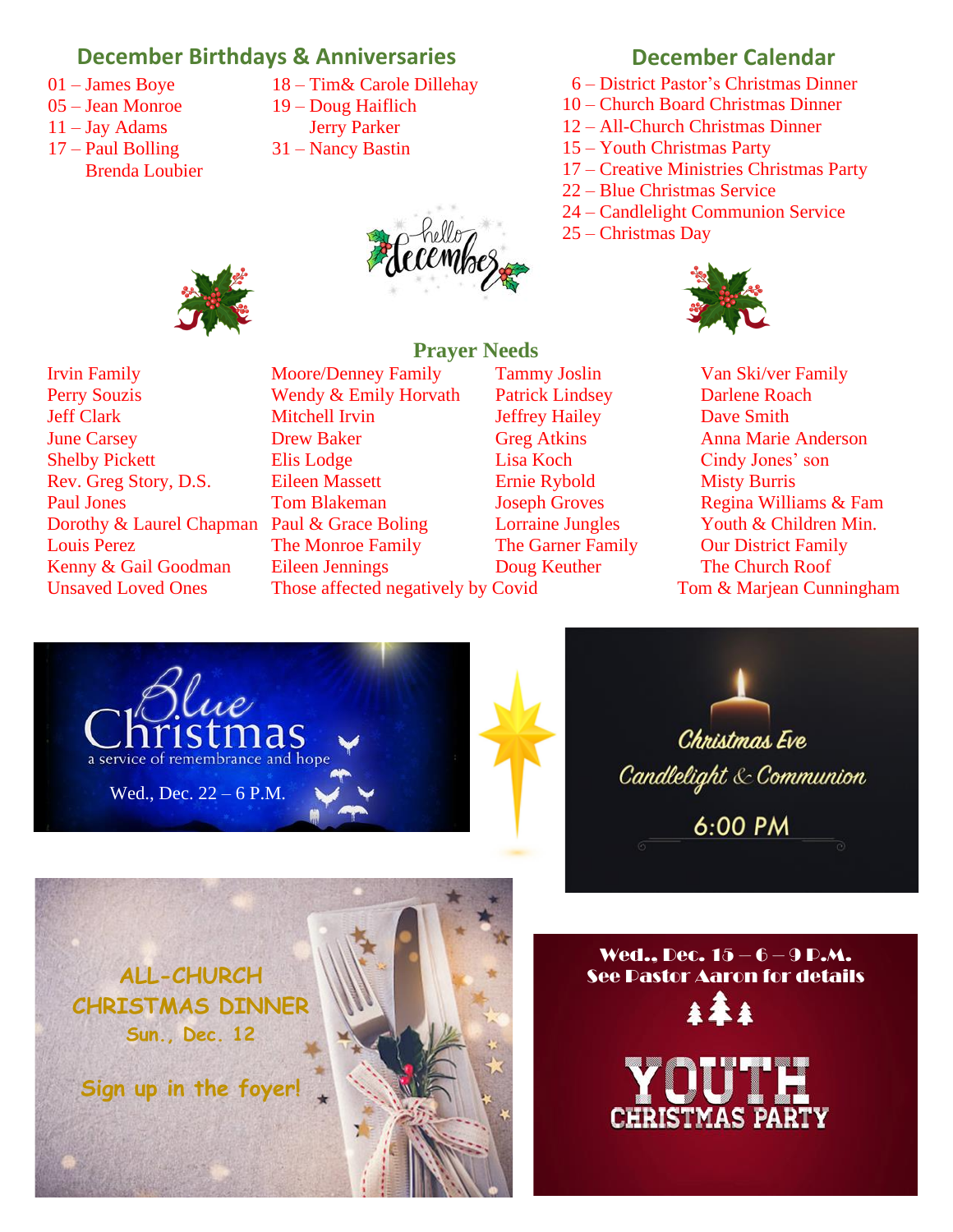## December Birthdays & Anniversaries

01 – James Boye
05 – Jean Monroe
11 – Jay Adams
17 – Paul Bolling
Brenda Loubier
18 – Tim& Carole Dillehay
19 – Doug Haiflich
Jerry Parker
31 – Nancy Bastin

## December Calendar

6 – District Pastor's Christmas Dinner
10 – Church Board Christmas Dinner
12 – All-Church Christmas Dinner
15 – Youth Christmas Party
17 – Creative Ministries Christmas Party
22 – Blue Christmas Service
24 – Candlelight Communion Service
25 – Christmas Day

hello december

## Prayer Needs

Irvin Family
Perry Souzis
Jeff Clark
June Carsey
Shelby Pickett
Rev. Greg Story, D.S.
Paul Jones
Dorothy & Laurel Chapman
Louis Perez
Kenny & Gail Goodman
Unsaved Loved Ones
Moore/Denney Family
Wendy & Emily Horvath
Mitchell Irvin
Drew Baker
Elis Lodge
Eileen Massett
Tom Blakeman
Paul & Grace Boling
The Monroe Family
Eileen Jennings
Those affected negatively by Covid
Tammy Joslin
Patrick Lindsey
Jeffrey Hailey
Greg Atkins
Lisa Koch
Ernie Rybold
Joseph Groves
Lorraine Jungles
The Garner Family
Doug Keuther
Van Ski/ver Family
Darlene Roach
Dave Smith
Anna Marie Anderson
Cindy Jones' son
Misty Burris
Regina Williams & Fam
Youth & Children Min.
Our District Family
The Church Roof
Tom & Marjean Cunningham

Blue Christmas
a service of remembrance and hope
Wed., Dec. 22 – 6 P.M.

Christmas Eve
Candlelight & Communion
6:00 PM

ALL-CHURCH CHRISTMAS DINNER
Sun., Dec. 12
Sign up in the foyer!

Wed., Dec. 15 – 6 – 9 P.M.
See Pastor Aaron for details
YOUTH CHRISTMAS PARTY